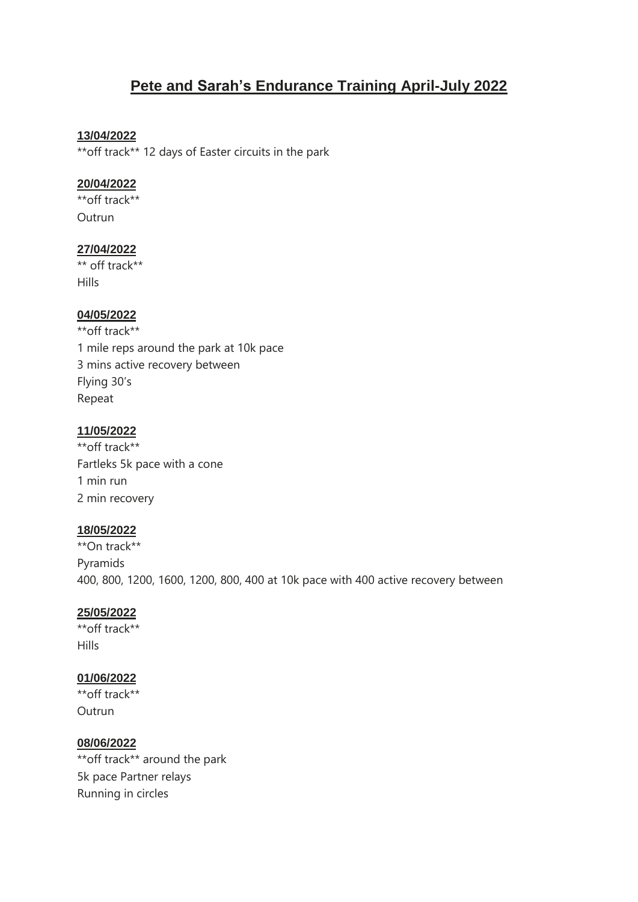# Pete and Sarah's Endurance Training April-July 2022

### 13/04/2022

**off track** 12 days of Easter circuits in the park

### 20/04/2022

**off track**

Outrun

### 27/04/2022

** off track**

Hills

### 04/05/2022

**off track**

1 mile reps around the park at 10k pace

3 mins active recovery between

Flying 30's

Repeat

### 11/05/2022

**off track**

Fartleks 5k pace with a cone

1 min run

2 min recovery

### 18/05/2022

**On track**

Pyramids

400, 800, 1200, 1600, 1200, 800, 400 at 10k pace with 400 active recovery between

### 25/05/2022

**off track**

Hills

### 01/06/2022

**off track**

Outrun

### 08/06/2022

**off track** around the park

5k pace Partner relays

Running in circles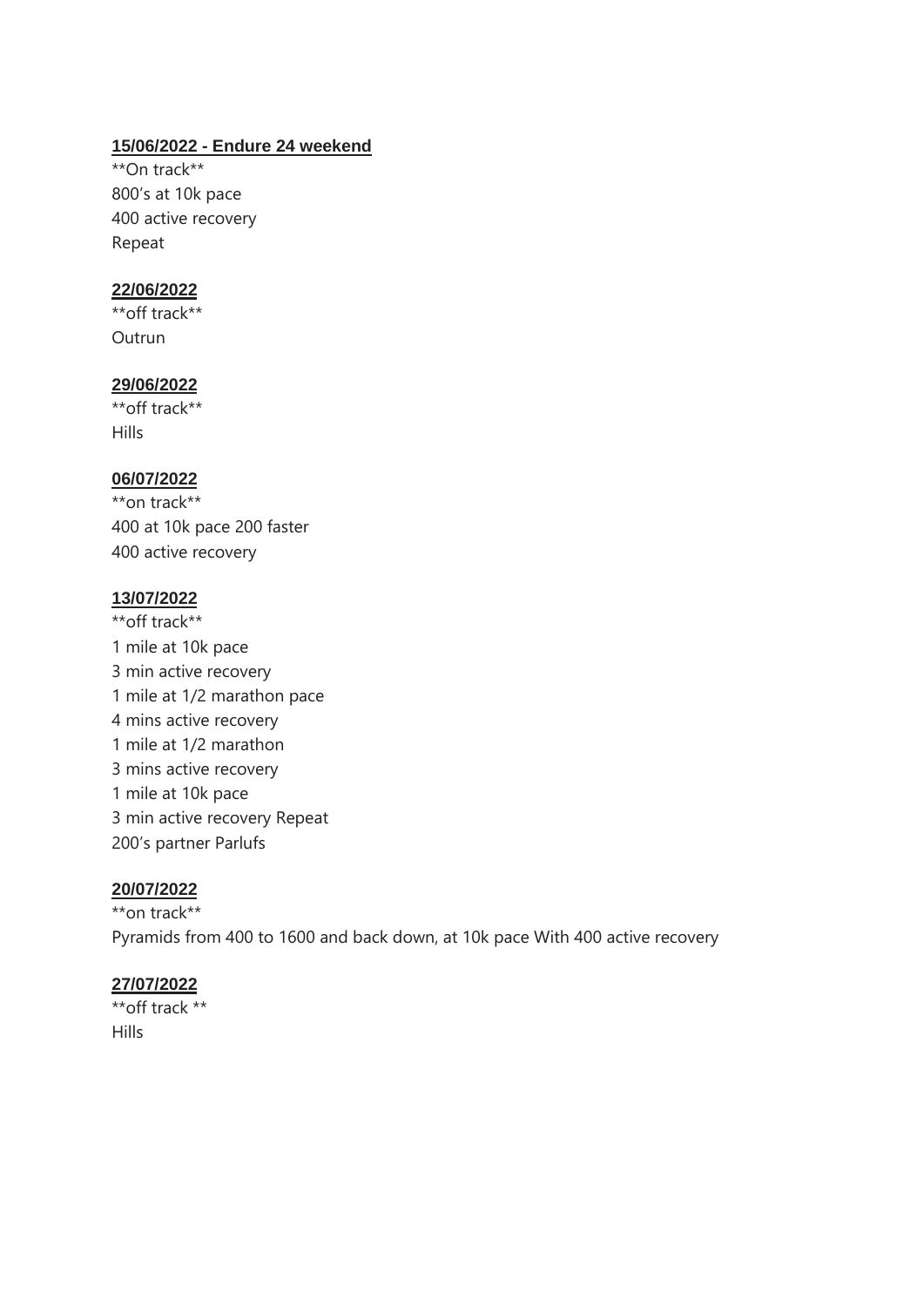**15/06/2022 - Endure 24 weekend**

**On track**
800's at 10k pace
400 active recovery
Repeat

**22/06/2022**

**off track**
Outrun

**29/06/2022**

**off track**
Hills

**06/07/2022**

**on track**
400 at 10k pace 200 faster
400 active recovery

**13/07/2022**

**off track**
1 mile at 10k pace
3 min active recovery
1 mile at 1/2 marathon pace
4 mins active recovery
1 mile at 1/2 marathon
3 mins active recovery
1 mile at 10k pace
3 min active recovery Repeat
200's partner Parlufs

**20/07/2022**

**on track**
Pyramids from 400 to 1600 and back down, at 10k pace With 400 active recovery

**27/07/2022**

**off track**
Hills